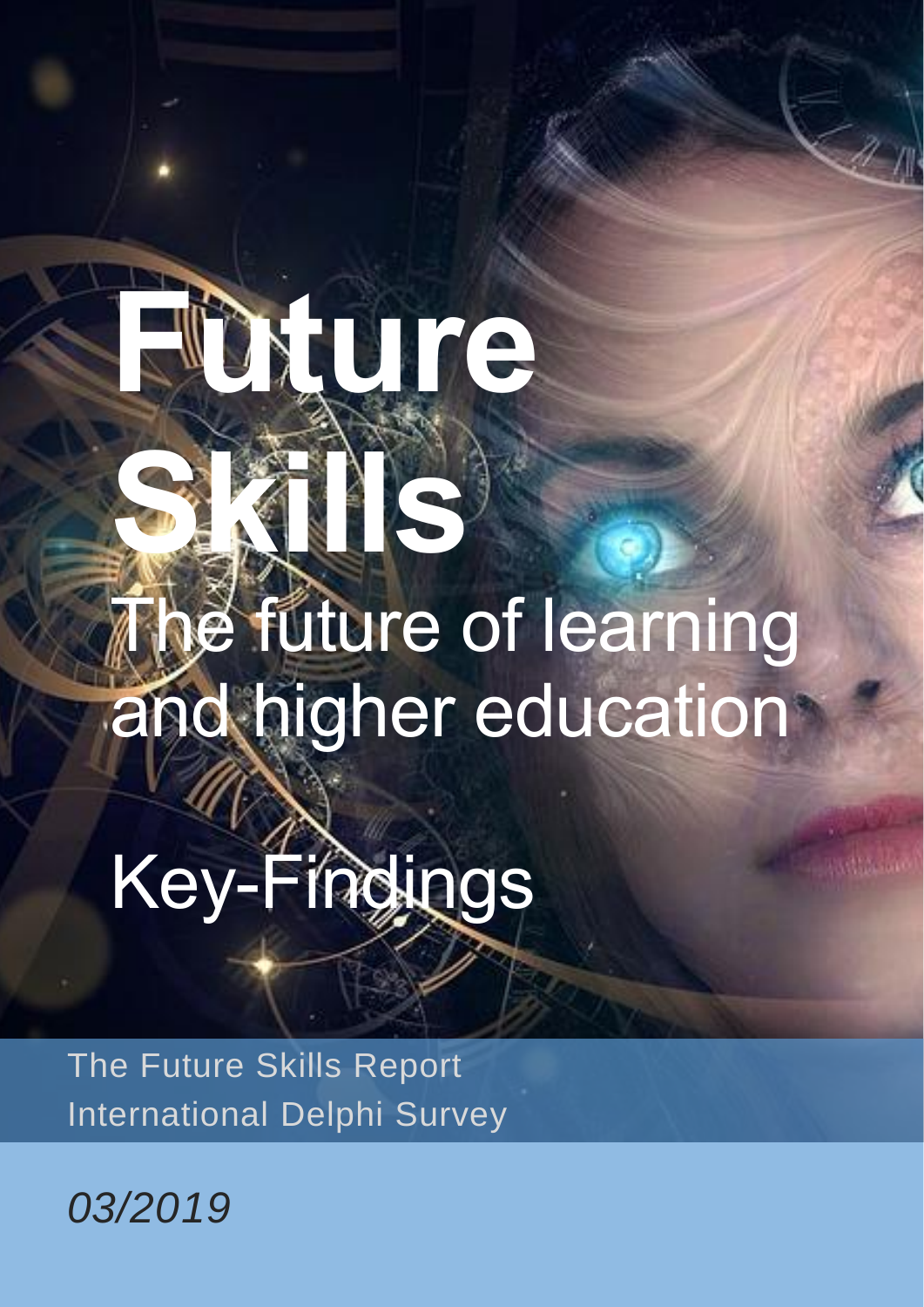# Future Skills

## The future of learning and higher education

## Key-Findings

The Future Skills Report
International Delphi Survey

*03/2019*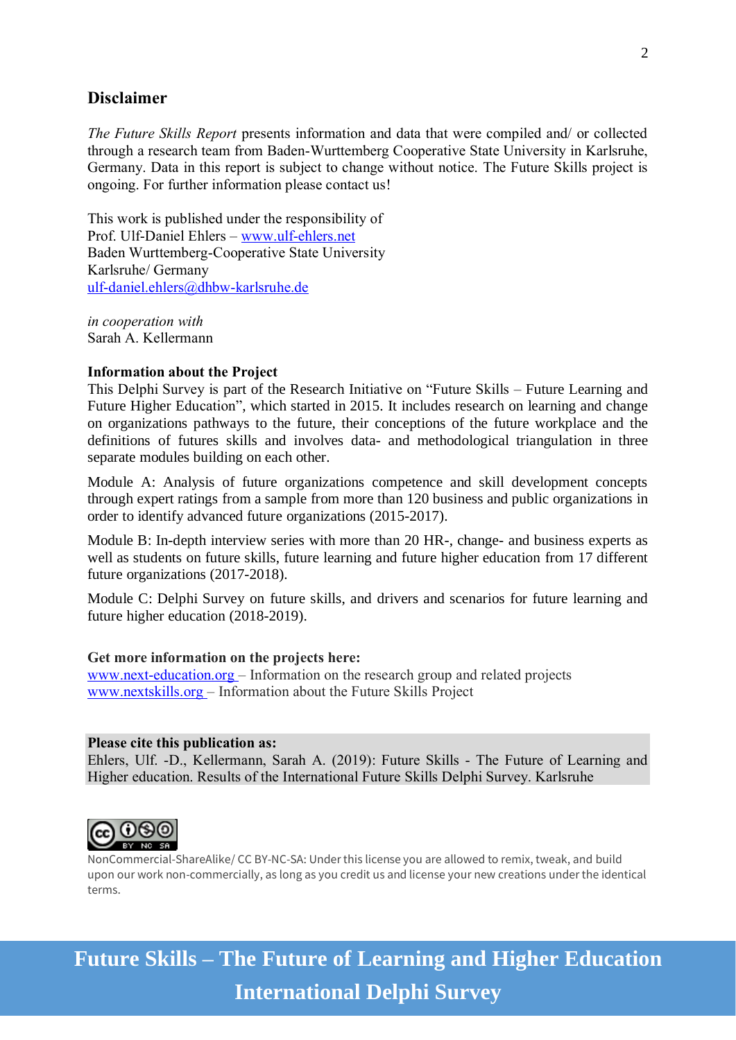## Disclaimer

*The Future Skills Report* presents information and data that were compiled and/ or collected through a research team from Baden-Wurttemberg Cooperative State University in Karlsruhe, Germany. Data in this report is subject to change without notice. The Future Skills project is ongoing. For further information please contact us!

This work is published under the responsibility of
Prof. Ulf-Daniel Ehlers – www.ulf-ehlers.net
Baden Wurttemberg-Cooperative State University
Karlsruhe/ Germany
ulf-daniel.ehlers@dhbw-karlsruhe.de

*in cooperation with*
Sarah A. Kellermann

**Information about the Project**
This Delphi Survey is part of the Research Initiative on "Future Skills – Future Learning and Future Higher Education", which started in 2015. It includes research on learning and change on organizations pathways to the future, their conceptions of the future workplace and the definitions of futures skills and involves data- and methodological triangulation in three separate modules building on each other.

Module A: Analysis of future organizations competence and skill development concepts through expert ratings from a sample from more than 120 business and public organizations in order to identify advanced future organizations (2015-2017).

Module B: In-depth interview series with more than 20 HR-, change- and business experts as well as students on future skills, future learning and future higher education from 17 different future organizations (2017-2018).

Module C: Delphi Survey on future skills, and drivers and scenarios for future learning and future higher education (2018-2019).

**Get more information on the projects here:**
www.next-education.org – Information on the research group and related projects
www.nextskills.org – Information about the Future Skills Project

**Please cite this publication as:**
Ehlers, Ulf. -D., Kellermann, Sarah A. (2019): Future Skills - The Future of Learning and Higher education. Results of the International Future Skills Delphi Survey. Karlsruhe

NonCommercial-ShareAlike/ CC BY-NC-SA: Under this license you are allowed to remix, tweak, and build upon our work non-commercially, as long as you credit us and license your new creations under the identical terms.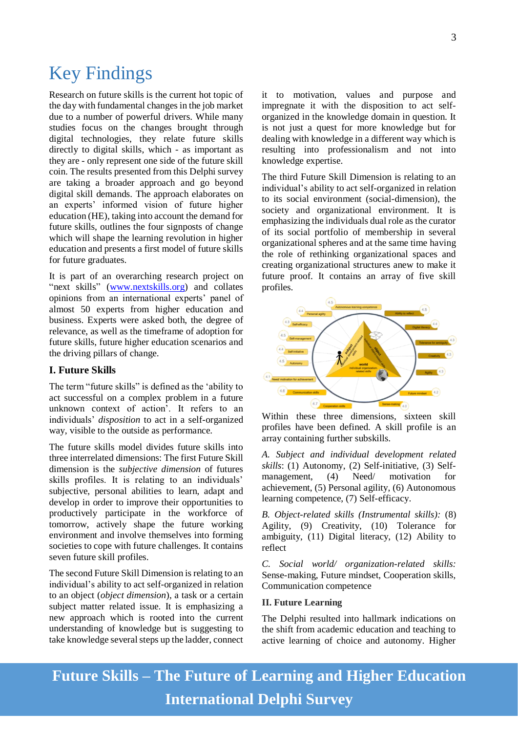# Key Findings

Research on future skills is the current hot topic of the day with fundamental changes in the job market due to a number of powerful drivers. While many studies focus on the changes brought through digital technologies, they relate future skills directly to digital skills, which - as important as they are - only represent one side of the future skill coin. The results presented from this Delphi survey are taking a broader approach and go beyond digital skill demands. The approach elaborates on an experts' informed vision of future higher education (HE), taking into account the demand for future skills, outlines the four signposts of change which will shape the learning revolution in higher education and presents a first model of future skills for future graduates.

It is part of an overarching research project on "next skills" (www.nextskills.org) and collates opinions from an international experts' panel of almost 50 experts from higher education and business. Experts were asked both, the degree of relevance, as well as the timeframe of adoption for future skills, future higher education scenarios and the driving pillars of change.

## I. Future Skills

The term "future skills" is defined as the 'ability to act successful on a complex problem in a future unknown context of action'. It refers to an individuals' *disposition* to act in a self-organized way, visible to the outside as performance.

The future skills model divides future skills into three interrelated dimensions: The first Future Skill dimension is the *subjective dimension* of futures skills profiles. It is relating to an individuals' subjective, personal abilities to learn, adapt and develop in order to improve their opportunities to productively participate in the workforce of tomorrow, actively shape the future working environment and involve themselves into forming societies to cope with future challenges. It contains seven future skill profiles.

The second Future Skill Dimension is relating to an individual's ability to act self-organized in relation to an object (*object dimension*), a task or a certain subject matter related issue. It is emphasizing a new approach which is rooted into the current understanding of knowledge but is suggesting to take knowledge several steps up the ladder, connect it to motivation, values and purpose and impregnate it with the disposition to act self-organized in the knowledge domain in question. It is not just a quest for more knowledge but for dealing with knowledge in a different way which is resulting into professionalism and not into knowledge expertise.

The third Future Skill Dimension is relating to an individual's ability to act self-organized in relation to its social environment (social-dimension), the society and organizational environment. It is emphasizing the individuals dual role as the curator of its social portfolio of membership in several organizational spheres and at the same time having the role of rethinking organizational spaces and creating organizational structures anew to make it future proof. It contains an array of five skill profiles.

Within these three dimensions, sixteen skill profiles have been defined. A skill profile is an array containing further subskills.

*A. Subject and individual development related skills*: (1) Autonomy, (2) Self-initiative, (3) Self-management, (4) Need/ motivation for achievement, (5) Personal agility, (6) Autonomous learning competence, (7) Self-efficacy.

*B. Object-related skills (Instrumental skills):* (8) Agility, (9) Creativity, (10) Tolerance for ambiguity, (11) Digital literacy, (12) Ability to reflect

*C. Social world/ organization-related skills:* Sense-making, Future mindset, Cooperation skills, Communication competence

## II. Future Learning

The Delphi resulted into hallmark indications on the shift from academic education and teaching to active learning of choice and autonomy. Higher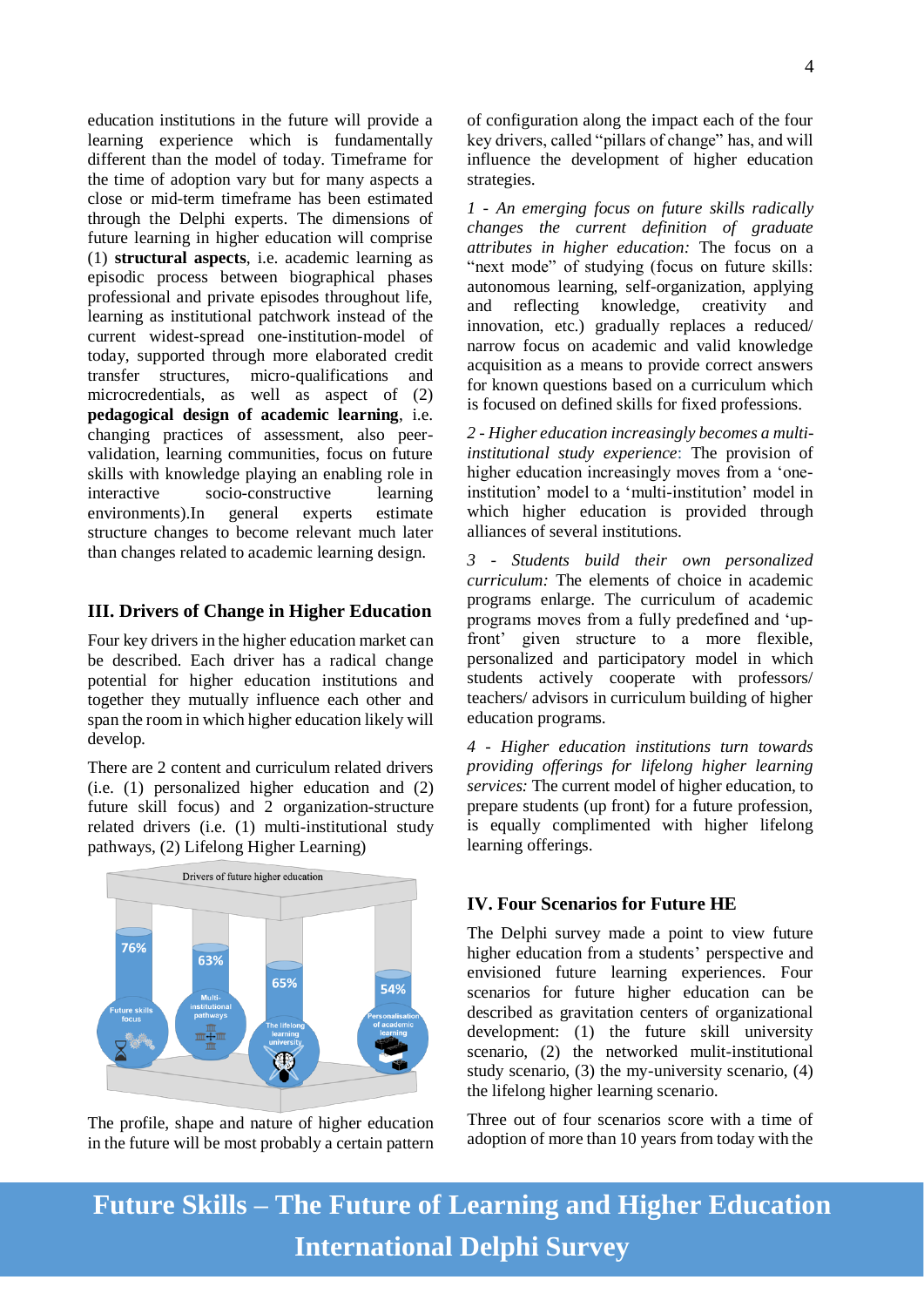education institutions in the future will provide a learning experience which is fundamentally different than the model of today. Timeframe for the time of adoption vary but for many aspects a close or mid-term timeframe has been estimated through the Delphi experts. The dimensions of future learning in higher education will comprise (1) **structural aspects**, i.e. academic learning as episodic process between biographical phases professional and private episodes throughout life, learning as institutional patchwork instead of the current widest-spread one-institution-model of today, supported through more elaborated credit transfer structures, micro-qualifications and microcredentials, as well as aspect of (2) **pedagogical design of academic learning**, i.e. changing practices of assessment, also peer-validation, learning communities, focus on future skills with knowledge playing an enabling role in interactive socio-constructive learning environments).In general experts estimate structure changes to become relevant much later than changes related to academic learning design.

## III. Drivers of Change in Higher Education

Four key drivers in the higher education market can be described. Each driver has a radical change potential for higher education institutions and together they mutually influence each other and span the room in which higher education likely will develop.

There are 2 content and curriculum related drivers (i.e. (1) personalized higher education and (2) future skill focus) and 2 organization-structure related drivers (i.e. (1) multi-institutional study pathways, (2) Lifelong Higher Learning)

The profile, shape and nature of higher education in the future will be most probably a certain pattern of configuration along the impact each of the four key drivers, called "pillars of change" has, and will influence the development of higher education strategies.

*1 - An emerging focus on future skills radically changes the current definition of graduate attributes in higher education:* The focus on a "next mode" of studying (focus on future skills: autonomous learning, self-organization, applying and reflecting knowledge, creativity and innovation, etc.) gradually replaces a reduced/ narrow focus on academic and valid knowledge acquisition as a means to provide correct answers for known questions based on a curriculum which is focused on defined skills for fixed professions.

*2 - Higher education increasingly becomes a multi-institutional study experience*: The provision of higher education increasingly moves from a 'one-institution' model to a 'multi-institution' model in which higher education is provided through alliances of several institutions.

*3 - Students build their own personalized curriculum:* The elements of choice in academic programs enlarge. The curriculum of academic programs moves from a fully predefined and 'up-front' given structure to a future more flexible, personalized and participatory model in which students actively cooperate with professors/ teachers/ advisors in curriculum building of higher education programs.

*4 - Higher education institutions turn towards providing offerings for lifelong higher learning services:* The current model of higher education, to prepare students (up front) for a future profession, is equally complimented with higher lifelong learning offerings.

## IV. Four Scenarios for Future HE

The Delphi survey made a point to view future higher education from a students' perspective and envisioned future learning experiences. Four scenarios for future higher education can be described as gravitation centers of organizational development: (1) the future skill university scenario, (2) the networked mulit-institutional study scenario, (3) the my-university scenario, (4) the lifelong higher learning scenario.

Three out of four scenarios score with a time of adoption of more than 10 years from today with the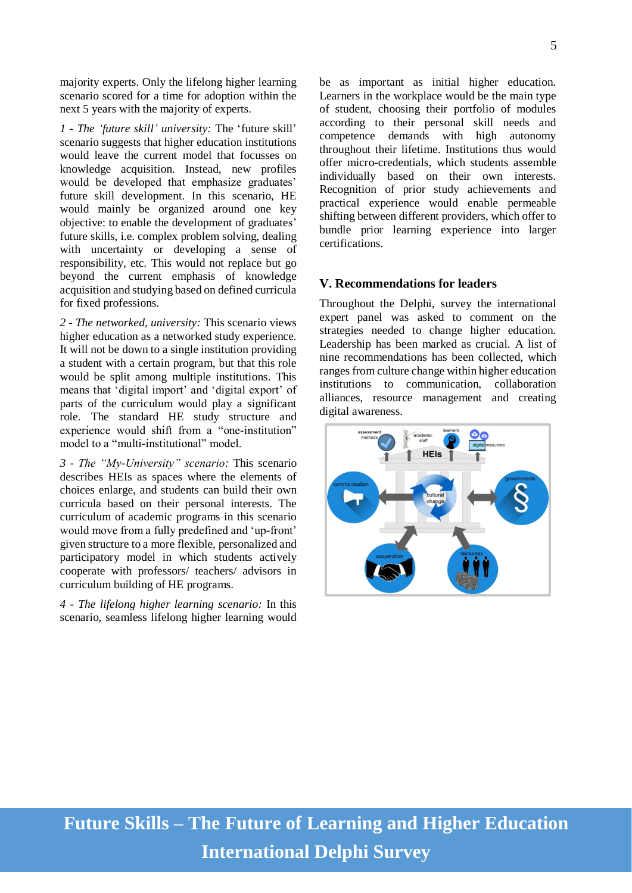majority experts. Only the lifelong higher learning scenario scored for a time for adoption within the next 5 years with the majority of experts.

*1 - The 'future skill' university:* The 'future skill' scenario suggests that higher education institutions would leave the current model that focusses on knowledge acquisition. Instead, new profiles would be developed that emphasize graduates' future skill development. In this scenario, HE would mainly be organized around one key objective: to enable the development of graduates' future skills, i.e. complex problem solving, dealing with uncertainty or developing a sense of responsibility, etc. This would not replace but go beyond the current emphasis of knowledge acquisition and studying based on defined curricula for fixed professions.

*2 - The networked, university:* This scenario views higher education as a networked study experience. It will not be down to a single institution providing a student with a certain program, but that this role would be split among multiple institutions. This means that 'digital import' and 'digital export' of parts of the curriculum would play a significant role. The standard HE study structure and experience would shift from a "one-institution" model to a "multi-institutional" model.

*3 - The "My-University" scenario:* This scenario describes HEIs as spaces where the elements of choices enlarge, and students can build their own curricula based on their personal interests. The curriculum of academic programs in this scenario would move from a fully predefined and 'up-front' given structure to a more flexible, personalized and participatory model in which students actively cooperate with professors/ teachers/ advisors in curriculum building of HE programs.

*4 - The lifelong higher learning scenario:* In this scenario, seamless lifelong higher learning would be as important as initial higher education. Learners in the workplace would be the main type of student, choosing their portfolio of modules according to their personal skill needs and competence demands with high autonomy throughout their lifetime. Institutions thus would offer micro-credentials, which students assemble individually based on their own interests. Recognition of prior study achievements and practical experience would enable permeable shifting between different providers, which offer to bundle prior learning experience into larger certifications.

## V. Recommendations for leaders

Throughout the Delphi, survey the international expert panel was asked to comment on the strategies needed to change higher education. Leadership has been marked as crucial. A list of nine recommendations has been collected, which ranges from culture change within higher education institutions to communication, collaboration alliances, resource management and creating digital awareness.

assessment methods
academic staff
learners
digital resources
HEIs
communication
cultural change
governments
cooperation
resources